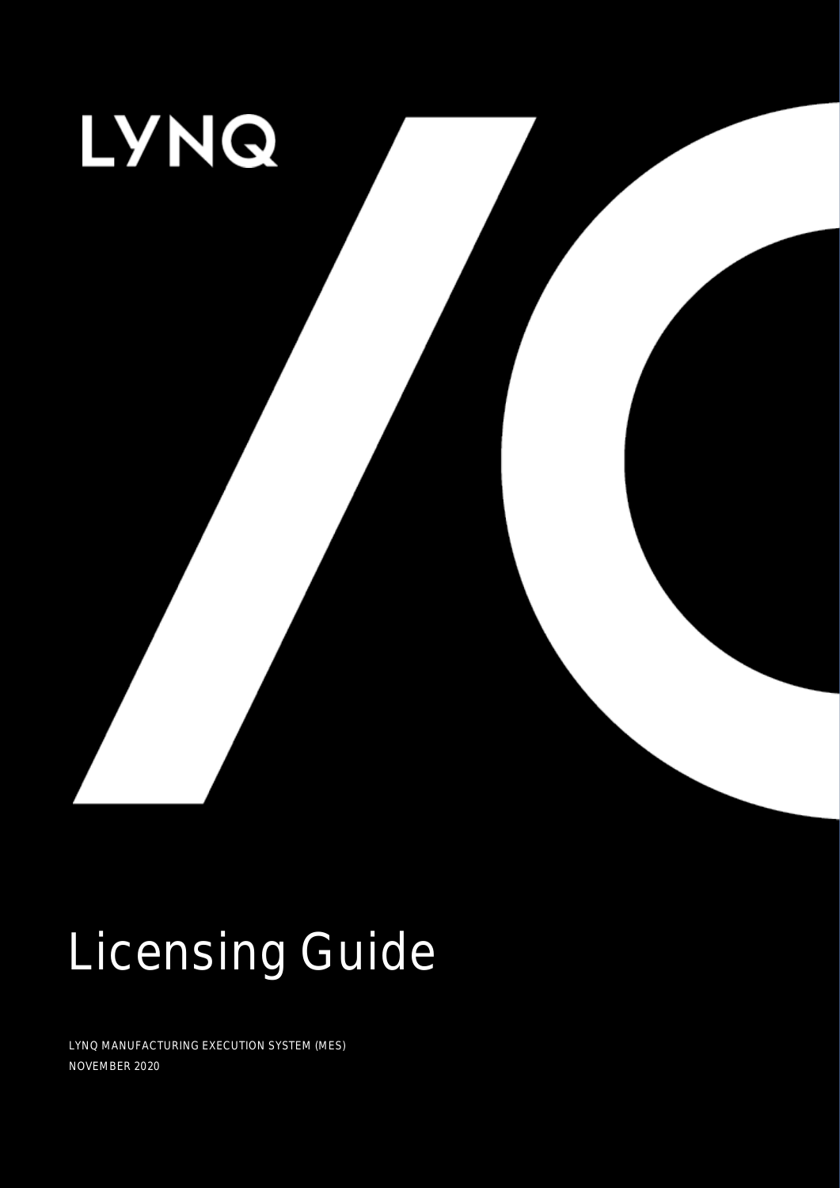LYNQ

# Licensing Guide

LYNQ MANUFACTURING EXECUTION SYSTEM (MES)

NOVEMBER 2020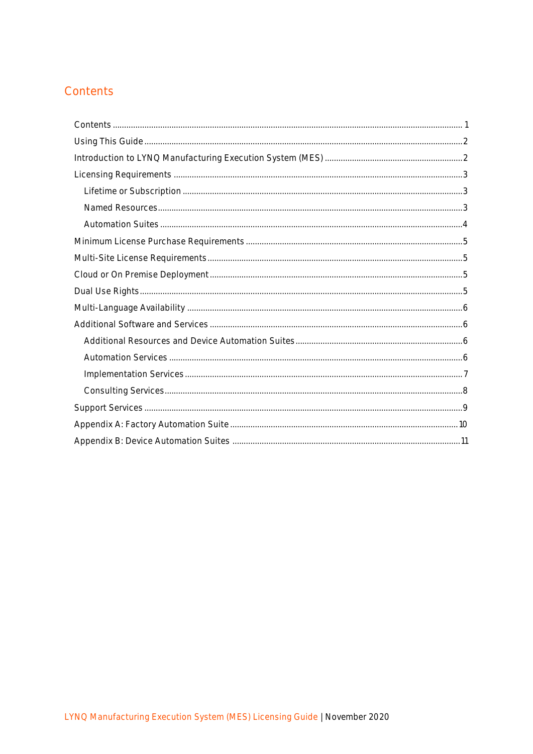# Contents

- Contents ........ 1
- Using This Guide ........ 2
- Introduction to LYNQ Manufacturing Execution System (MES) ........ 2
- Licensing Requirements ........ 3
  - Lifetime or Subscription ........ 3
  - Named Resources ........ 3
  - Automation Suites ........ 4
- Minimum License Purchase Requirements ........ 5
- Multi-Site License Requirements ........ 5
- Cloud or On Premise Deployment ........ 5
- Dual Use Rights ........ 5
- Multi-Language Availability ........ 6
- Additional Software and Services ........ 6
  - Additional Resources and Device Automation Suites ........ 6
  - Automation Services ........ 6
  - Implementation Services ........ 7
  - Consulting Services ........ 8
- Support Services ........ 9
- Appendix A: Factory Automation Suite ........ 10
- Appendix B: Device Automation Suites ........ 11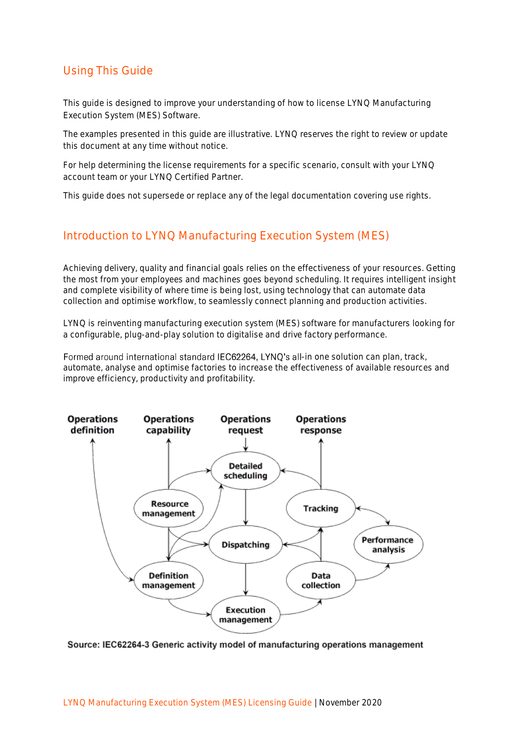## Using This Guide

This guide is designed to improve your understanding of how to license LYNQ Manufacturing Execution System (MES) Software.

The examples presented in this guide are illustrative. LYNQ reserves the right to review or update this document at any time without notice.

For help determining the license requirements for a specific scenario, consult with your LYNQ account team or your LYNQ Certified Partner.

This guide does not supersede or replace any of the legal documentation covering use rights.

## Introduction to LYNQ Manufacturing Execution System (MES)

Achieving delivery, quality and financial goals relies on the effectiveness of your resources. Getting the most from your employees and machines goes beyond scheduling. It requires intelligent insight and complete visibility of where time is being lost, using technology that can automate data collection and optimise workflow, to seamlessly connect planning and production activities.

LYNQ is reinventing manufacturing execution system (MES) software for manufacturers looking for a configurable, plug-and-play solution to digitalise and drive factory performance.

Formed around international standard IEC62264, LYNQ's all-in one solution can plan, track, automate, analyse and optimise factories to increase the effectiveness of available resources and improve efficiency, productivity and profitability.

Operations definition · Operations capability · Operations request · Operations response

Detailed scheduling · Resource management · Tracking · Dispatching · Performance analysis · Definition management · Data collection · Execution management

Source: IEC62264-3 Generic activity model of manufacturing operations management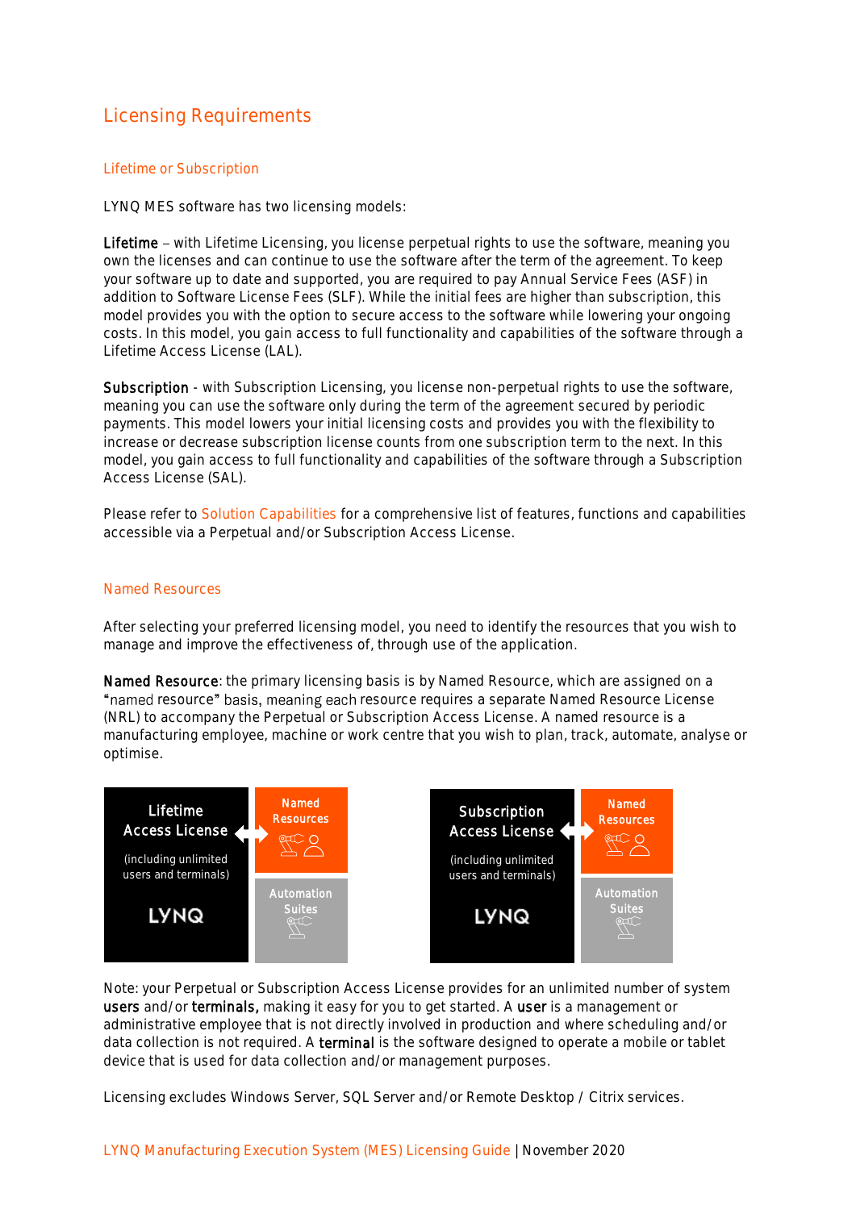## Licensing Requirements

### Lifetime or Subscription

LYNQ MES software has two licensing models:

**Lifetime** – with Lifetime Licensing, you license perpetual rights to use the software, meaning you own the licenses and can continue to use the software after the term of the agreement. To keep your software up to date and supported, you are required to pay Annual Service Fees (ASF) in addition to Software License Fees (SLF). While the initial fees are higher than subscription, this model provides you with the option to secure access to the software while lowering your ongoing costs. In this model, you gain access to full functionality and capabilities of the software through a Lifetime Access License (LAL).

**Subscription** - with Subscription Licensing, you license non-perpetual rights to use the software, meaning you can use the software only during the term of the agreement secured by periodic payments. This model lowers your initial licensing costs and provides you with the flexibility to increase or decrease subscription license counts from one subscription term to the next. In this model, you gain access to full functionality and capabilities of the software through a Subscription Access License (SAL).

Please refer to Solution Capabilities for a comprehensive list of features, functions and capabilities accessible via a Perpetual and/or Subscription Access License.

### Named Resources

After selecting your preferred licensing model, you need to identify the resources that you wish to manage and improve the effectiveness of, through use of the application.

**Named Resource**: the primary licensing basis is by Named Resource, which are assigned on a "named resource" basis, meaning each resource requires a separate Named Resource License (NRL) to accompany the Perpetual or Subscription Access License. A named resource is a manufacturing employee, machine or work centre that you wish to plan, track, automate, analyse or optimise.

Lifetime Access License (including unlimited users and terminals) LYNQ ⟷ Named Resources | Automation Suites

Subscription Access License (including unlimited users and terminals) LYNQ ⟷ Named Resources | Automation Suites

Note: your Perpetual or Subscription Access License provides for an unlimited number of system **users** and/or **terminals,** making it easy for you to get started. A **user** is a management or administrative employee that is not directly involved in production and where scheduling and/or data collection is not required. A **terminal** is the software designed to operate a mobile or tablet device that is used for data collection and/or management purposes.

Licensing excludes Windows Server, SQL Server and/or Remote Desktop / Citrix services.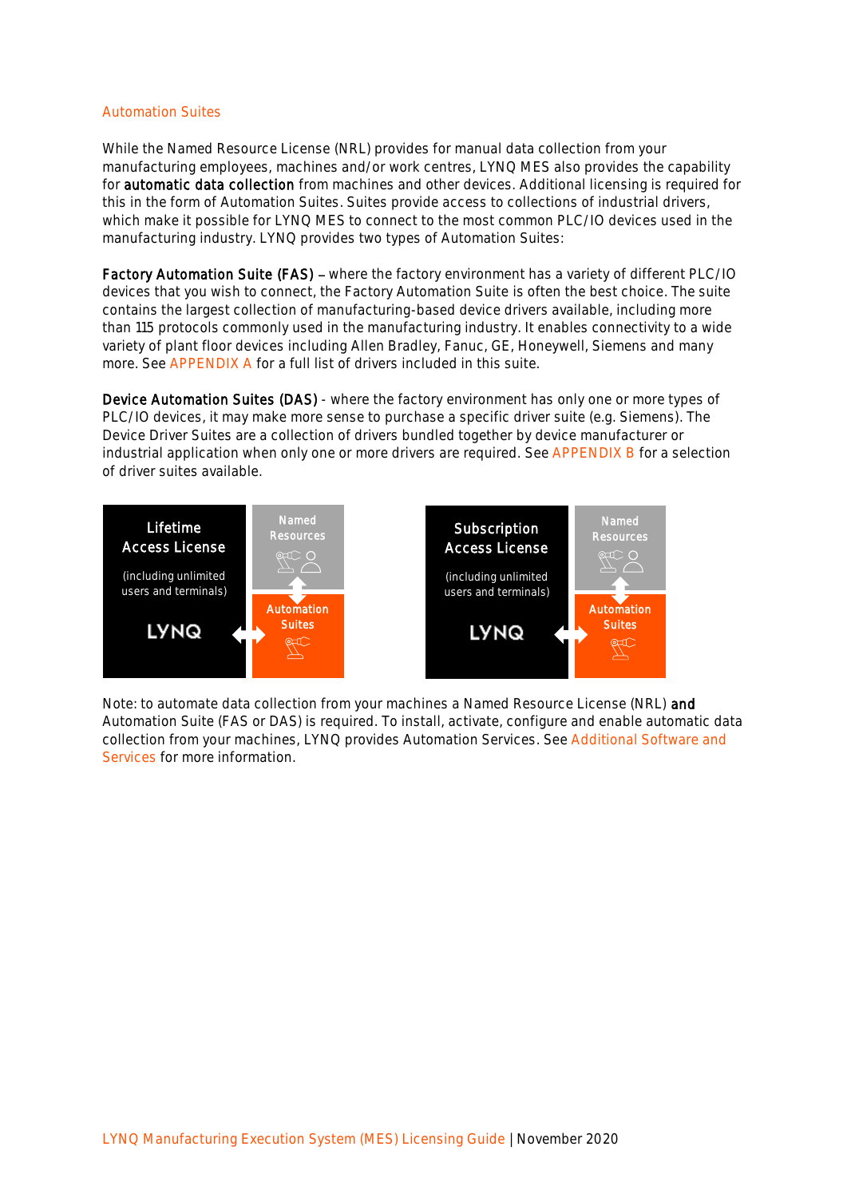## Automation Suites

While the Named Resource License (NRL) provides for manual data collection from your manufacturing employees, machines and/or work centres, LYNQ MES also provides the capability for **automatic data collection** from machines and other devices. Additional licensing is required for this in the form of Automation Suites. Suites provide access to collections of industrial drivers, which make it possible for LYNQ MES to connect to the most common PLC/IO devices used in the manufacturing industry. LYNQ provides two types of Automation Suites:

**Factory Automation Suite (FAS)** – where the factory environment has a variety of different PLC/IO devices that you wish to connect, the Factory Automation Suite is often the best choice. The suite contains the largest collection of manufacturing-based device drivers available, including more than 115 protocols commonly used in the manufacturing industry. It enables connectivity to a wide variety of plant floor devices including Allen Bradley, Fanuc, GE, Honeywell, Siemens and many more. See APPENDIX A for a full list of drivers included in this suite.

**Device Automation Suites (DAS)** - where the factory environment has only one or more types of PLC/IO devices, it may make more sense to purchase a specific driver suite (e.g. Siemens). The Device Driver Suites are a collection of drivers bundled together by device manufacturer or industrial application when only one or more drivers are required. See APPENDIX B for a selection of driver suites available.

| Lifetime Access License (including unlimited users and terminals) LYNQ | Named Resources / Automation Suites |
| --- | --- |

| Subscription Access License (including unlimited users and terminals) LYNQ | Named Resources / Automation Suites |
| --- | --- |

Note: to automate data collection from your machines a Named Resource License (NRL) **and** Automation Suite (FAS or DAS) is required. To install, activate, configure and enable automatic data collection from your machines, LYNQ provides Automation Services. See Additional Software and Services for more information.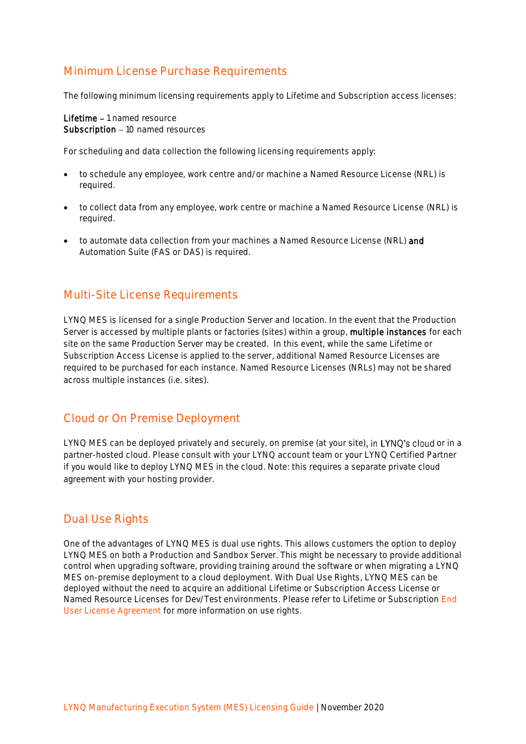## Minimum License Purchase Requirements

The following minimum licensing requirements apply to Lifetime and Subscription access licenses:

**Lifetime** – 1 named resource
**Subscription** – 10 named resources

For scheduling and data collection the following licensing requirements apply:

- to schedule any employee, work centre and/or machine a Named Resource License (NRL) is required.
- to collect data from any employee, work centre or machine a Named Resource License (NRL) is required.
- to automate data collection from your machines a Named Resource License (NRL) **and** Automation Suite (FAS or DAS) is required.

## Multi-Site License Requirements

LYNQ MES is licensed for a single Production Server and location. In the event that the Production Server is accessed by multiple plants or factories (sites) within a group, **multiple instances** for each site on the same Production Server may be created. In this event, while the same Lifetime or Subscription Access License is applied to the server, additional Named Resource Licenses are required to be purchased for each instance. Named Resource Licenses (NRLs) may not be shared across multiple instances (i.e. sites).

## Cloud or On Premise Deployment

LYNQ MES can be deployed privately and securely, on premise (at your site), in LYNQ's cloud or in a partner-hosted cloud. Please consult with your LYNQ account team or your LYNQ Certified Partner if you would like to deploy LYNQ MES in the cloud. Note: this requires a separate private cloud agreement with your hosting provider.

## Dual Use Rights

One of the advantages of LYNQ MES is dual use rights. This allows customers the option to deploy LYNQ MES on both a Production and Sandbox Server. This might be necessary to provide additional control when upgrading software, providing training around the software or when migrating a LYNQ MES on-premise deployment to a cloud deployment. With Dual Use Rights, LYNQ MES can be deployed without the need to acquire an additional Lifetime or Subscription Access License or Named Resource Licenses for Dev/Test environments. Please refer to Lifetime or Subscription End User License Agreement for more information on use rights.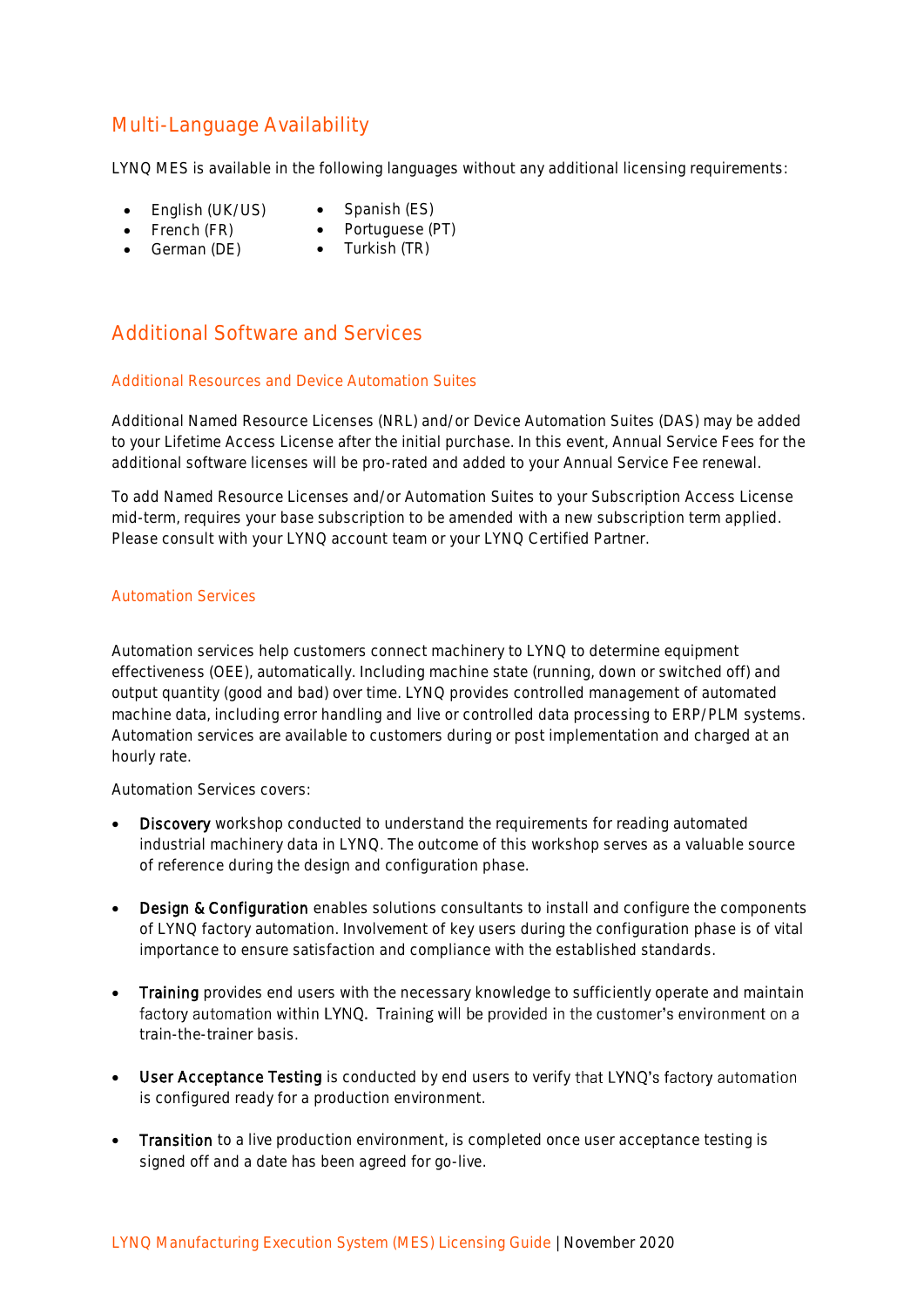## Multi-Language Availability

LYNQ MES is available in the following languages without any additional licensing requirements:

- English (UK/US)
- French (FR)
- German (DE)
- Spanish (ES)
- Portuguese (PT)
- Turkish (TR)

## Additional Software and Services

### Additional Resources and Device Automation Suites

Additional Named Resource Licenses (NRL) and/or Device Automation Suites (DAS) may be added to your Lifetime Access License after the initial purchase. In this event, Annual Service Fees for the additional software licenses will be pro-rated and added to your Annual Service Fee renewal.

To add Named Resource Licenses and/or Automation Suites to your Subscription Access License mid-term, requires your base subscription to be amended with a new subscription term applied. Please consult with your LYNQ account team or your LYNQ Certified Partner.

### Automation Services

Automation services help customers connect machinery to LYNQ to determine equipment effectiveness (OEE), automatically. Including machine state (running, down or switched off) and output quantity (good and bad) over time. LYNQ provides controlled management of automated machine data, including error handling and live or controlled data processing to ERP/PLM systems. Automation services are available to customers during or post implementation and charged at an hourly rate.

Automation Services covers:

- **Discovery** workshop conducted to understand the requirements for reading automated industrial machinery data in LYNQ. The outcome of this workshop serves as a valuable source of reference during the design and configuration phase.

- **Design & Configuration** enables solutions consultants to install and configure the components of LYNQ factory automation. Involvement of key users during the configuration phase is of vital importance to ensure satisfaction and compliance with the established standards.

- **Training** provides end users with the necessary knowledge to sufficiently operate and maintain factory automation within LYNQ. Training will be provided in the customer's environment on a train-the-trainer basis.

- **User Acceptance Testing** is conducted by end users to verify that LYNQ's factory automation is configured ready for a production environment.

- **Transition** to a live production environment, is completed once user acceptance testing is signed off and a date has been agreed for go-live.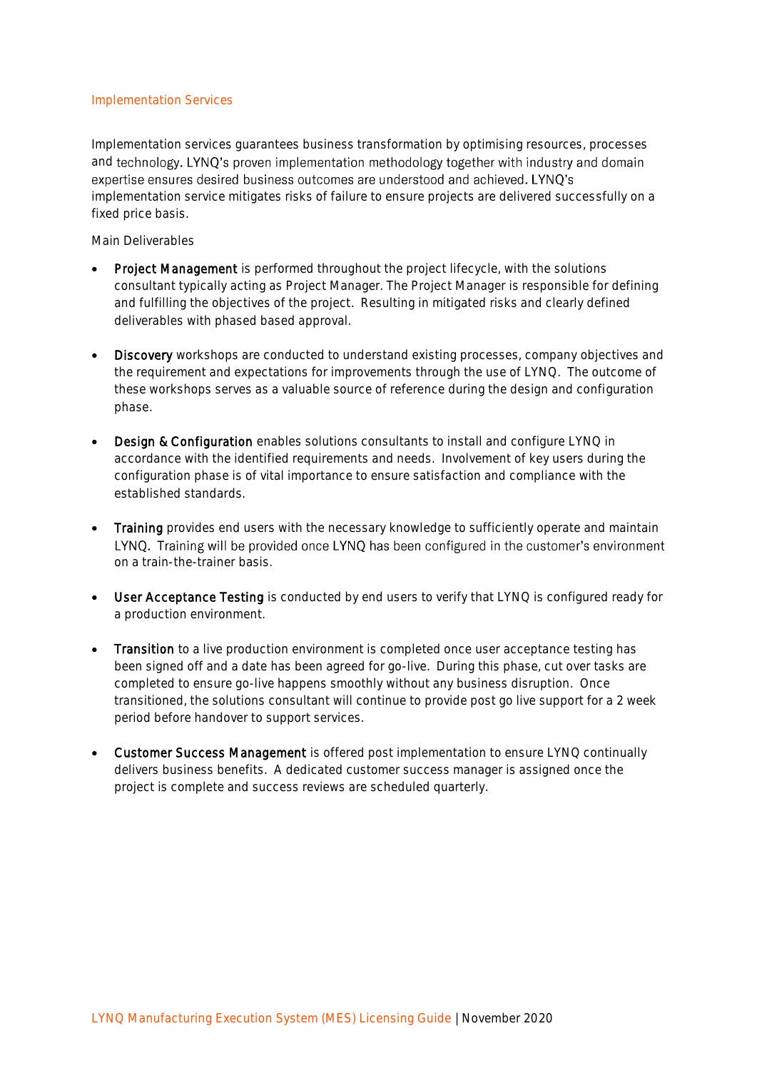## Implementation Services

Implementation services guarantees business transformation by optimising resources, processes and technology. LYNQ's proven implementation methodology together with industry and domain expertise ensures desired business outcomes are understood and achieved. LYNQ's implementation service mitigates risks of failure to ensure projects are delivered successfully on a fixed price basis.

Main Deliverables

- **Project Management** is performed throughout the project lifecycle, with the solutions consultant typically acting as Project Manager. The Project Manager is responsible for defining and fulfilling the objectives of the project. Resulting in mitigated risks and clearly defined deliverables with phased based approval.

- **Discovery** workshops are conducted to understand existing processes, company objectives and the requirement and expectations for improvements through the use of LYNQ. The outcome of these workshops serves as a valuable source of reference during the design and configuration phase.

- **Design & Configuration** enables solutions consultants to install and configure LYNQ in accordance with the identified requirements and needs. Involvement of key users during the configuration phase is of vital importance to ensure satisfaction and compliance with the established standards.

- **Training** provides end users with the necessary knowledge to sufficiently operate and maintain LYNQ. Training will be provided once LYNQ has been configured in the customer's environment on a train-the-trainer basis.

- **User Acceptance Testing** is conducted by end users to verify that LYNQ is configured ready for a production environment.

- **Transition** to a live production environment is completed once user acceptance testing has been signed off and a date has been agreed for go-live. During this phase, cut over tasks are completed to ensure go-live happens smoothly without any business disruption. Once transitioned, the solutions consultant will continue to provide post go live support for a 2 week period before handover to support services.

- **Customer Success Management** is offered post implementation to ensure LYNQ continually delivers business benefits. A dedicated customer success manager is assigned once the project is complete and success reviews are scheduled quarterly.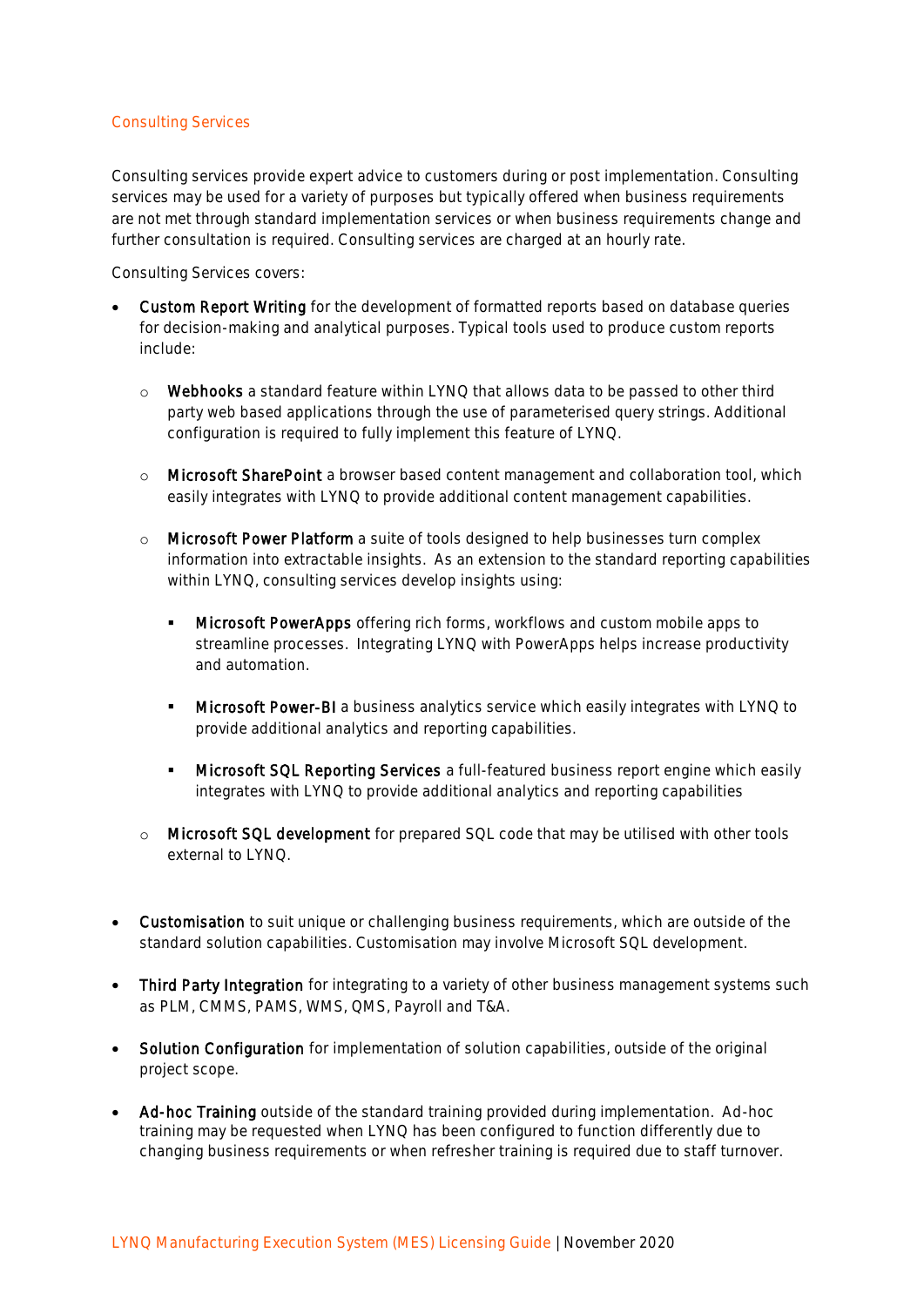## Consulting Services

Consulting services provide expert advice to customers during or post implementation. Consulting services may be used for a variety of purposes but typically offered when business requirements are not met through standard implementation services or when business requirements change and further consultation is required. Consulting services are charged at an hourly rate.

Consulting Services covers:

- **Custom Report Writing** for the development of formatted reports based on database queries for decision-making and analytical purposes. Typical tools used to produce custom reports include:
  - **Webhooks** a standard feature within LYNQ that allows data to be passed to other third party web based applications through the use of parameterised query strings. Additional configuration is required to fully implement this feature of LYNQ.
  - **Microsoft SharePoint** a browser based content management and collaboration tool, which easily integrates with LYNQ to provide additional content management capabilities.
  - **Microsoft Power Platform** a suite of tools designed to help businesses turn complex information into extractable insights. As an extension to the standard reporting capabilities within LYNQ, consulting services develop insights using:
    - **Microsoft PowerApps** offering rich forms, workflows and custom mobile apps to streamline processes. Integrating LYNQ with PowerApps helps increase productivity and automation.
    - **Microsoft Power-BI** a business analytics service which easily integrates with LYNQ to provide additional analytics and reporting capabilities.
    - **Microsoft SQL Reporting Services** a full-featured business report engine which easily integrates with LYNQ to provide additional analytics and reporting capabilities
  - **Microsoft SQL development** for prepared SQL code that may be utilised with other tools external to LYNQ.

- **Customisation** to suit unique or challenging business requirements, which are outside of the standard solution capabilities. Customisation may involve Microsoft SQL development.

- **Third Party Integration** for integrating to a variety of other business management systems such as PLM, CMMS, PAMS, WMS, QMS, Payroll and T&A.

- **Solution Configuration** for implementation of solution capabilities, outside of the original project scope.

- **Ad-hoc Training** outside of the standard training provided during implementation. Ad-hoc training may be requested when LYNQ has been configured to function differently due to changing business requirements or when refresher training is required due to staff turnover.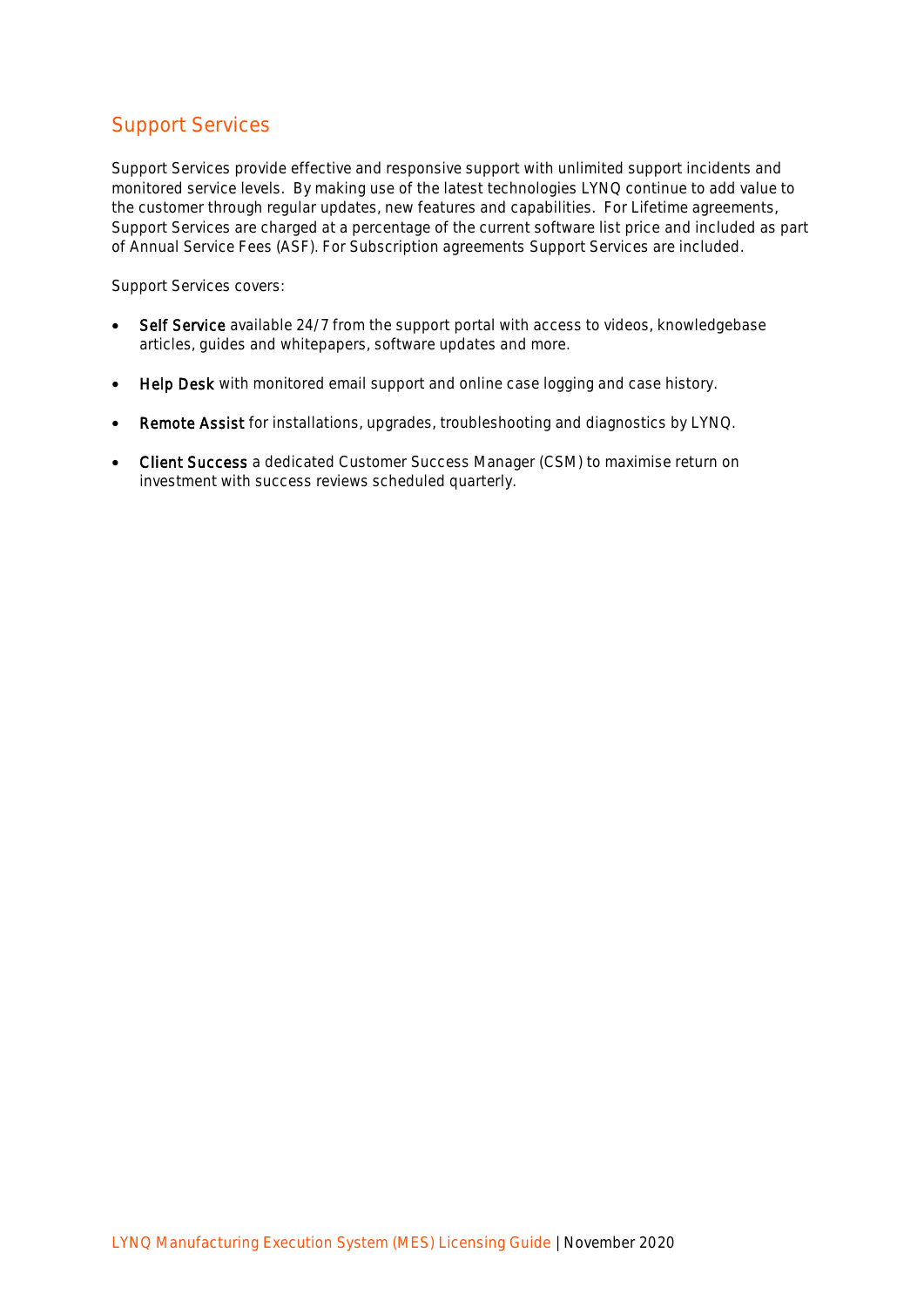## Support Services

Support Services provide effective and responsive support with unlimited support incidents and monitored service levels. By making use of the latest technologies LYNQ continue to add value to the customer through regular updates, new features and capabilities. For Lifetime agreements, Support Services are charged at a percentage of the current software list price and included as part of Annual Service Fees (ASF). For Subscription agreements Support Services are included.

Support Services covers:

- Self Service available 24/7 from the support portal with access to videos, knowledgebase articles, guides and whitepapers, software updates and more.
- Help Desk with monitored email support and online case logging and case history.
- Remote Assist for installations, upgrades, troubleshooting and diagnostics by LYNQ.
- Client Success a dedicated Customer Success Manager (CSM) to maximise return on investment with success reviews scheduled quarterly.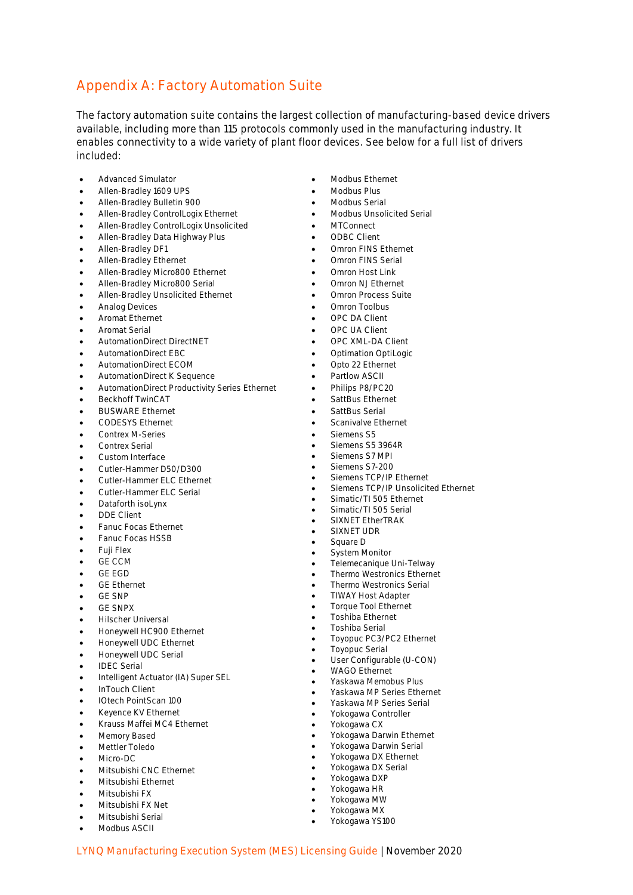## Appendix A: Factory Automation Suite

The factory automation suite contains the largest collection of manufacturing-based device drivers available, including more than 115 protocols commonly used in the manufacturing industry. It enables connectivity to a wide variety of plant floor devices. See below for a full list of drivers included:

- Advanced Simulator
- Allen-Bradley 1609 UPS
- Allen-Bradley Bulletin 900
- Allen-Bradley ControlLogix Ethernet
- Allen-Bradley ControlLogix Unsolicited
- Allen-Bradley Data Highway Plus
- Allen-Bradley DF1
- Allen-Bradley Ethernet
- Allen-Bradley Micro800 Ethernet
- Allen-Bradley Micro800 Serial
- Allen-Bradley Unsolicited Ethernet
- Analog Devices
- Aromat Ethernet
- Aromat Serial
- AutomationDirect DirectNET
- AutomationDirect EBC
- AutomationDirect ECOM
- AutomationDirect K Sequence
- AutomationDirect Productivity Series Ethernet
- Beckhoff TwinCAT
- BUSWARE Ethernet
- CODESYS Ethernet
- Contrex M-Series
- Contrex Serial
- Custom Interface
- Cutler-Hammer D50/D300
- Cutler-Hammer ELC Ethernet
- Cutler-Hammer ELC Serial
- Dataforth isoLynx
- DDE Client
- Fanuc Focas Ethernet
- Fanuc Focas HSSB
- Fuji Flex
- GE CCM
- GE EGD
- GE Ethernet
- GE SNP
- GE SNPX
- Hilscher Universal
- Honeywell HC900 Ethernet
- Honeywell UDC Ethernet
- Honeywell UDC Serial
- IDEC Serial
- Intelligent Actuator (IA) Super SEL
- InTouch Client
- IOtech PointScan 100
- Keyence KV Ethernet
- Krauss Maffei MC4 Ethernet
- Memory Based
- Mettler Toledo
- Micro-DC
- Mitsubishi CNC Ethernet
- Mitsubishi Ethernet
- Mitsubishi FX
- Mitsubishi FX Net
- Mitsubishi Serial
- Modbus ASCII
- Modbus Ethernet
- Modbus Plus
- Modbus Serial
- Modbus Unsolicited Serial
- MTConnect
- ODBC Client
- Omron FINS Ethernet
- Omron FINS Serial
- Omron Host Link
- Omron NJ Ethernet
- Omron Process Suite
- Omron Toolbus
- OPC DA Client
- OPC UA Client
- OPC XML-DA Client
- Optimation OptiLogic
- Opto 22 Ethernet
- Partlow ASCII
- Philips P8/PC20
- SattBus Ethernet
- SattBus Serial
- Scanivalve Ethernet
- Siemens S5
- Siemens S5 3964R
- Siemens S7 MPI
- Siemens S7-200
- Siemens TCP/IP Ethernet
- Siemens TCP/IP Unsolicited Ethernet
- Simatic/TI 505 Ethernet
- Simatic/TI 505 Serial
- SIXNET EtherTRAK
- SIXNET UDR
- Square D
- System Monitor
- Telemecanique Uni-Telway
- Thermo Westronics Ethernet
- Thermo Westronics Serial
- TIWAY Host Adapter
- Torque Tool Ethernet
- Toshiba Ethernet
- Toshiba Serial
- Toyopuc PC3/PC2 Ethernet
- Toyopuc Serial
- User Configurable (U-CON)
- WAGO Ethernet
- Yaskawa Memobus Plus
- Yaskawa MP Series Ethernet
- Yaskawa MP Series Serial
- Yokogawa Controller
- Yokogawa CX
- Yokogawa Darwin Ethernet
- Yokogawa Darwin Serial
- Yokogawa DX Ethernet
- Yokogawa DX Serial
- Yokogawa DXP
- Yokogawa HR
- Yokogawa MW
- Yokogawa MX
- Yokogawa YS100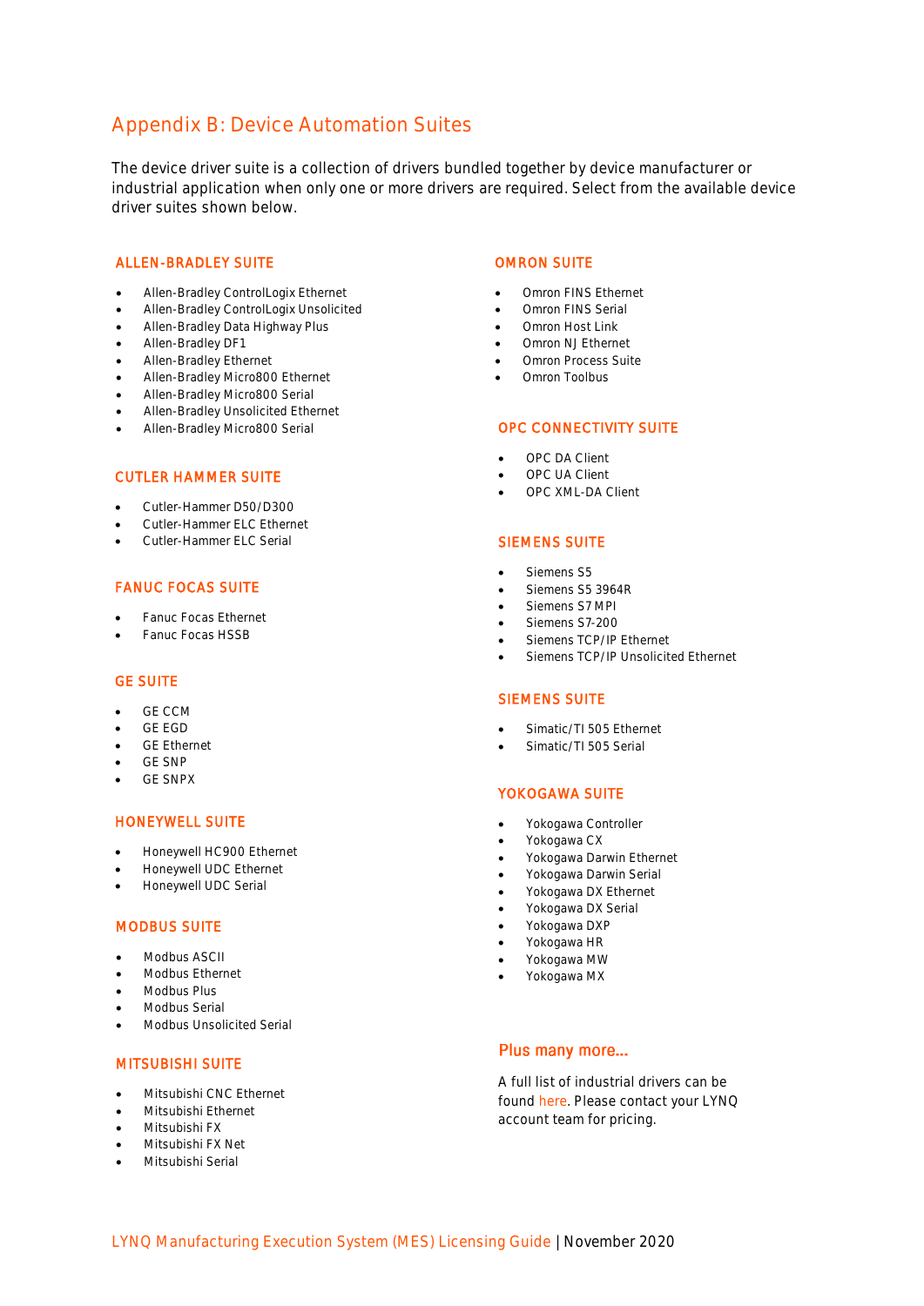# Appendix B: Device Automation Suites

The device driver suite is a collection of drivers bundled together by device manufacturer or industrial application when only one or more drivers are required. Select from the available device driver suites shown below.

### ALLEN-BRADLEY SUITE

- Allen-Bradley ControlLogix Ethernet
- Allen-Bradley ControlLogix Unsolicited
- Allen-Bradley Data Highway Plus
- Allen-Bradley DF1
- Allen-Bradley Ethernet
- Allen-Bradley Micro800 Ethernet
- Allen-Bradley Micro800 Serial
- Allen-Bradley Unsolicited Ethernet
- Allen-Bradley Micro800 Serial

### CUTLER HAMMER SUITE

- Cutler-Hammer D50/D300
- Cutler-Hammer ELC Ethernet
- Cutler-Hammer ELC Serial

### FANUC FOCAS SUITE

- Fanuc Focas Ethernet
- Fanuc Focas HSSB

### GE SUITE

- GE CCM
- GE EGD
- GE Ethernet
- GE SNP
- GE SNPX

### HONEYWELL SUITE

- Honeywell HC900 Ethernet
- Honeywell UDC Ethernet
- Honeywell UDC Serial

### MODBUS SUITE

- Modbus ASCII
- Modbus Ethernet
- Modbus Plus
- Modbus Serial
- Modbus Unsolicited Serial

### MITSUBISHI SUITE

- Mitsubishi CNC Ethernet
- Mitsubishi Ethernet
- Mitsubishi FX
- Mitsubishi FX Net
- Mitsubishi Serial

### OMRON SUITE

- Omron FINS Ethernet
- Omron FINS Serial
- Omron Host Link
- Omron NJ Ethernet
- Omron Process Suite
- Omron Toolbus

### OPC CONNECTIVITY SUITE

- OPC DA Client
- OPC UA Client
- OPC XML-DA Client

### SIEMENS SUITE

- Siemens S5
- Siemens S5 3964R
- Siemens S7 MPI
- Siemens S7-200
- Siemens TCP/IP Ethernet
- Siemens TCP/IP Unsolicited Ethernet

### SIEMENS SUITE

- Simatic/TI 505 Ethernet
- Simatic/TI 505 Serial

### YOKOGAWA SUITE

- Yokogawa Controller
- Yokogawa CX
- Yokogawa Darwin Ethernet
- Yokogawa Darwin Serial
- Yokogawa DX Ethernet
- Yokogawa DX Serial
- Yokogawa DXP
- Yokogawa HR
- Yokogawa MW
- Yokogawa MX

### Plus many more…

A full list of industrial drivers can be found here. Please contact your LYNQ account team for pricing.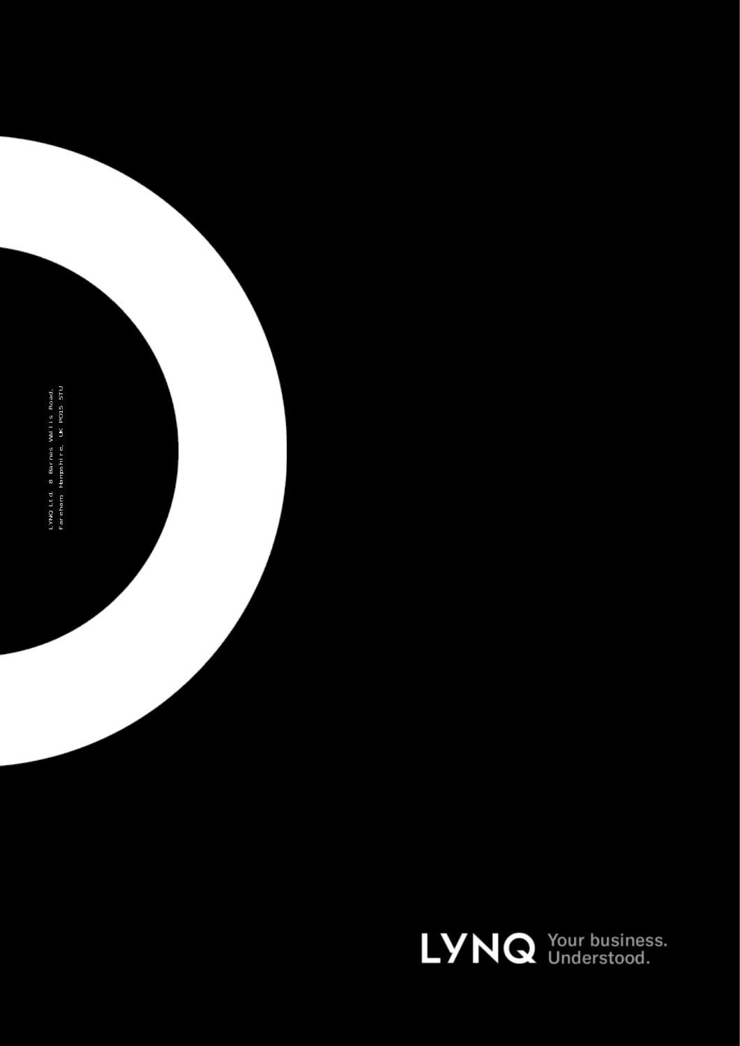LYNQ Ltd. 8 Barnes Wallis Road,
Fareham Hampshire, UK PO15 5TU

LYNQ Your business. Understood.